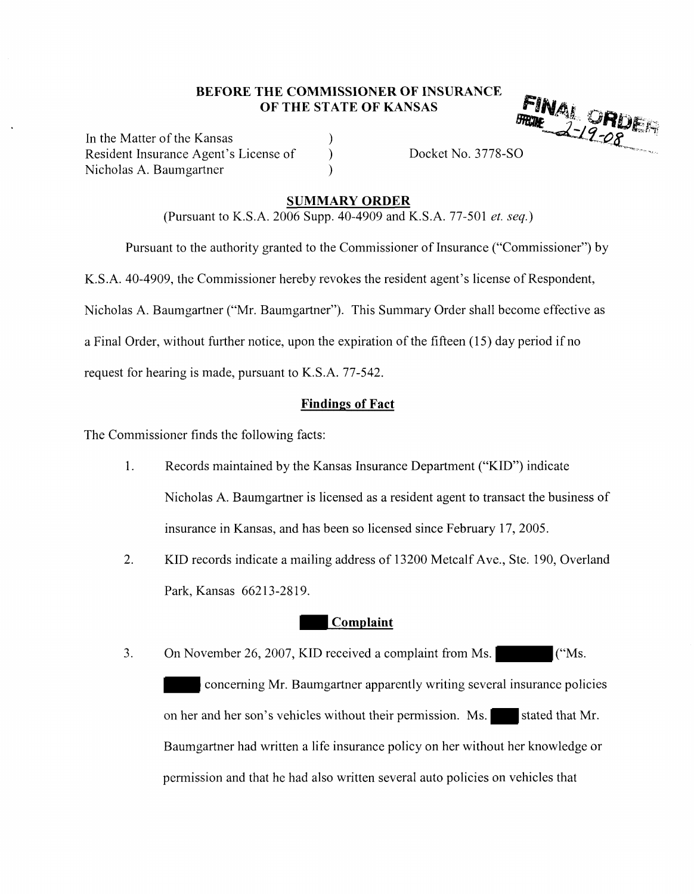**BEFORE THE COMMISSIONER OF INSURANCE**
**OF THE STATE OF KANSAS**

FINAL ORDER
EFFECTIVE 2-19-08

In the Matter of the Kansas )
Resident Insurance Agent's License of ) Docket No. 3778-SO
Nicholas A. Baumgartner )

## SUMMARY ORDER

(Pursuant to K.S.A. 2006 Supp. 40-4909 and K.S.A. 77-501 *et. seq.*)

Pursuant to the authority granted to the Commissioner of Insurance ("Commissioner") by K.S.A. 40-4909, the Commissioner hereby revokes the resident agent's license of Respondent, Nicholas A. Baumgartner ("Mr. Baumgartner"). This Summary Order shall become effective as a Final Order, without further notice, upon the expiration of the fifteen (15) day period if no request for hearing is made, pursuant to K.S.A. 77-542.

### Findings of Fact

The Commissioner finds the following facts:

1. Records maintained by the Kansas Insurance Department ("KID") indicate Nicholas A. Baumgartner is licensed as a resident agent to transact the business of insurance in Kansas, and has been so licensed since February 17, 2005.

2. KID records indicate a mailing address of 13200 Metcalf Ave., Ste. 190, Overland Park, Kansas 66213-2819.

### ██████ Complaint

3. On November 26, 2007, KID received a complaint from Ms. ██████ ("Ms. ██████) concerning Mr. Baumgartner apparently writing several insurance policies on her and her son's vehicles without their permission. Ms. ██████ stated that Mr. Baumgartner had written a life insurance policy on her without her knowledge or permission and that he had also written several auto policies on vehicles that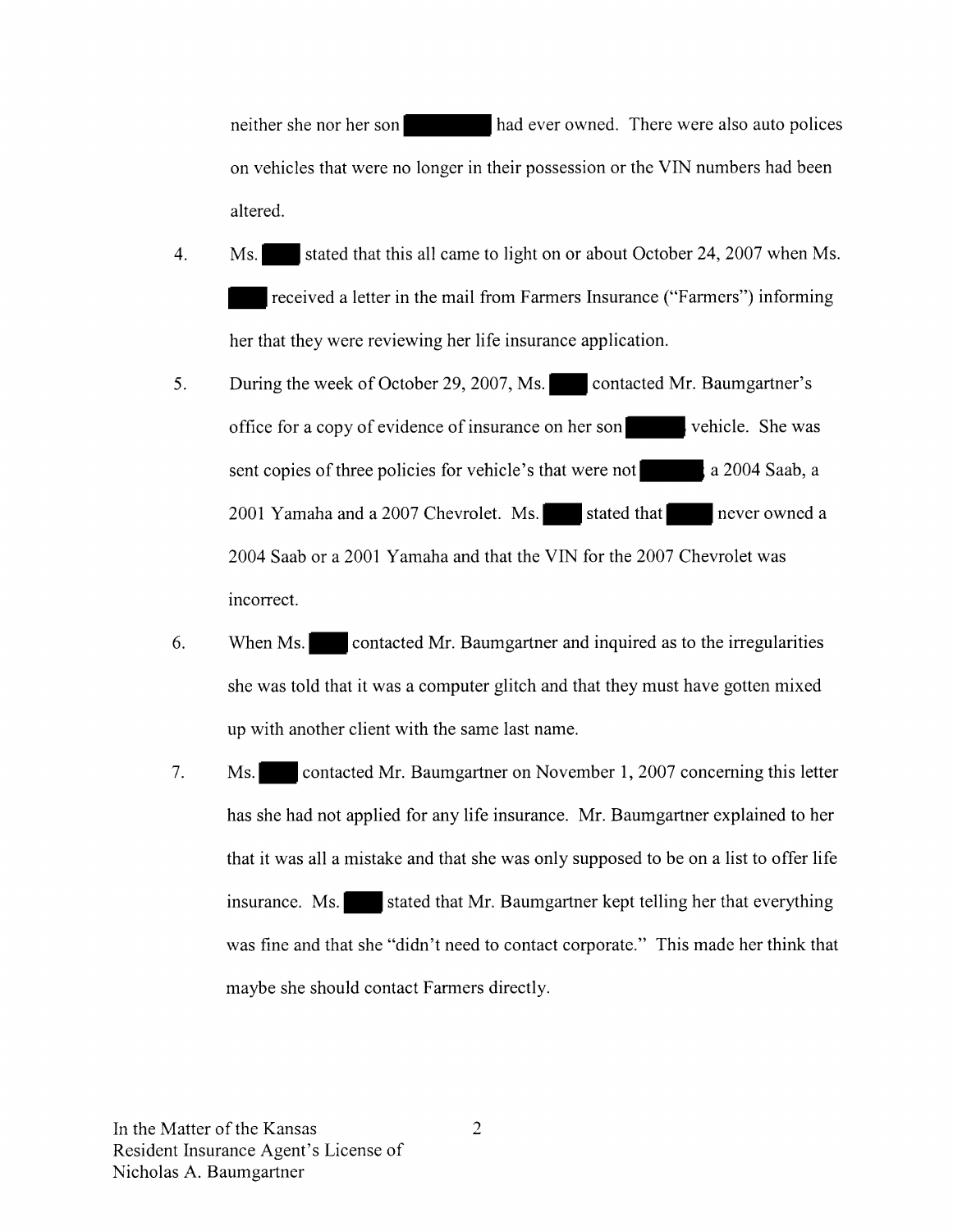neither she nor her son ██████ had ever owned. There were also auto polices on vehicles that were no longer in their possession or the VIN numbers had been altered.

4. Ms. ███ stated that this all came to light on or about October 24, 2007 when Ms. ███ received a letter in the mail from Farmers Insurance ("Farmers") informing her that they were reviewing her life insurance application.

5. During the week of October 29, 2007, Ms. ███ contacted Mr. Baumgartner's office for a copy of evidence of insurance on her son ████ vehicle. She was sent copies of three policies for vehicle's that were not ████ a 2004 Saab, a 2001 Yamaha and a 2007 Chevrolet. Ms. ███ stated that ████ never owned a 2004 Saab or a 2001 Yamaha and that the VIN for the 2007 Chevrolet was incorrect.

6. When Ms. ███ contacted Mr. Baumgartner and inquired as to the irregularities she was told that it was a computer glitch and that they must have gotten mixed up with another client with the same last name.

7. Ms. ███ contacted Mr. Baumgartner on November 1, 2007 concerning this letter has she had not applied for any life insurance. Mr. Baumgartner explained to her that it was all a mistake and that she was only supposed to be on a list to offer life insurance. Ms. ███ stated that Mr. Baumgartner kept telling her that everything was fine and that she "didn't need to contact corporate." This made her think that maybe she should contact Farmers directly.

In the Matter of the Kansas Resident Insurance Agent's License of Nicholas A. Baumgartner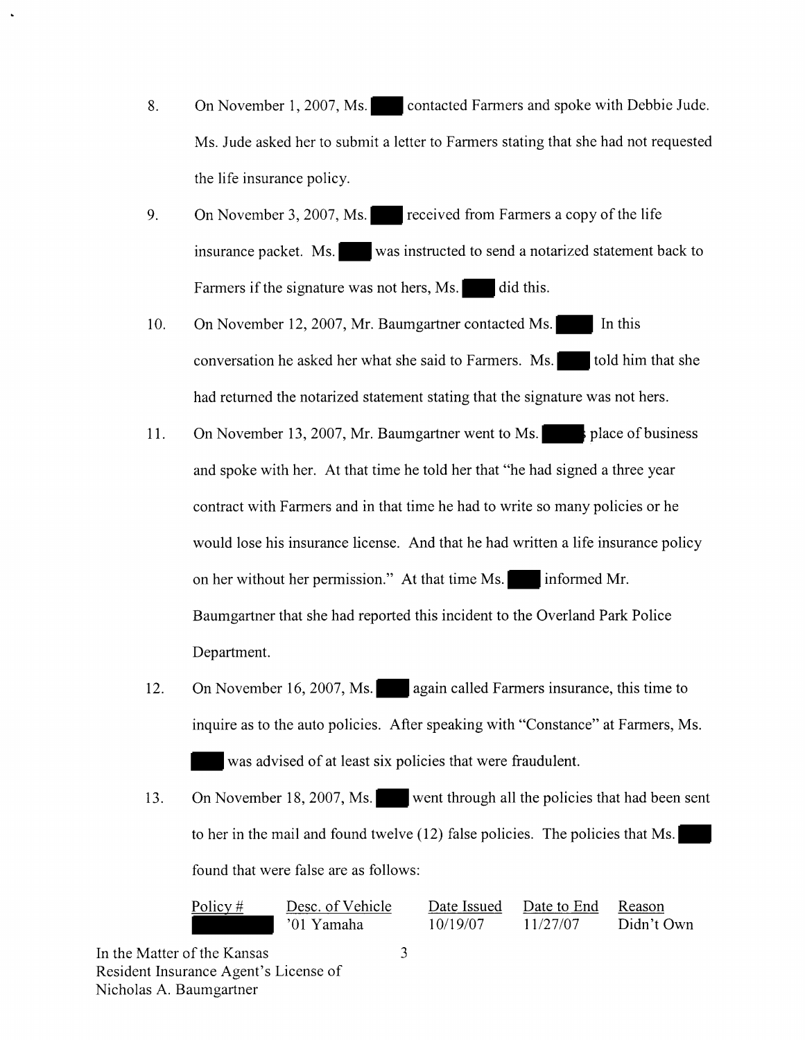8. On November 1, 2007, Ms. ████ contacted Farmers and spoke with Debbie Jude. Ms. Jude asked her to submit a letter to Farmers stating that she had not requested the life insurance policy.

9. On November 3, 2007, Ms. ████ received from Farmers a copy of the life insurance packet. Ms. ████ was instructed to send a notarized statement back to Farmers if the signature was not hers, Ms. ████ did this.

10. On November 12, 2007, Mr. Baumgartner contacted Ms. ████ In this conversation he asked her what she said to Farmers. Ms. ████ told him that she had returned the notarized statement stating that the signature was not hers.

11. On November 13, 2007, Mr. Baumgartner went to Ms. ████ place of business and spoke with her. At that time he told her that "he had signed a three year contract with Farmers and in that time he had to write so many policies or he would lose his insurance license. And that he had written a life insurance policy on her without her permission." At that time Ms. ████ informed Mr. Baumgartner that she had reported this incident to the Overland Park Police Department.

12. On November 16, 2007, Ms. ████ again called Farmers insurance, this time to inquire as to the auto policies. After speaking with "Constance" at Farmers, Ms. ████ was advised of at least six policies that were fraudulent.

13. On November 18, 2007, Ms. ████ went through all the policies that had been sent to her in the mail and found twelve (12) false policies. The policies that Ms. ████ found that were false are as follows:

| Policy # | Desc. of Vehicle | Date Issued | Date to End | Reason |
|---|---|---|---|---|
| ████ | '01 Yamaha | 10/19/07 | 11/27/07 | Didn't Own |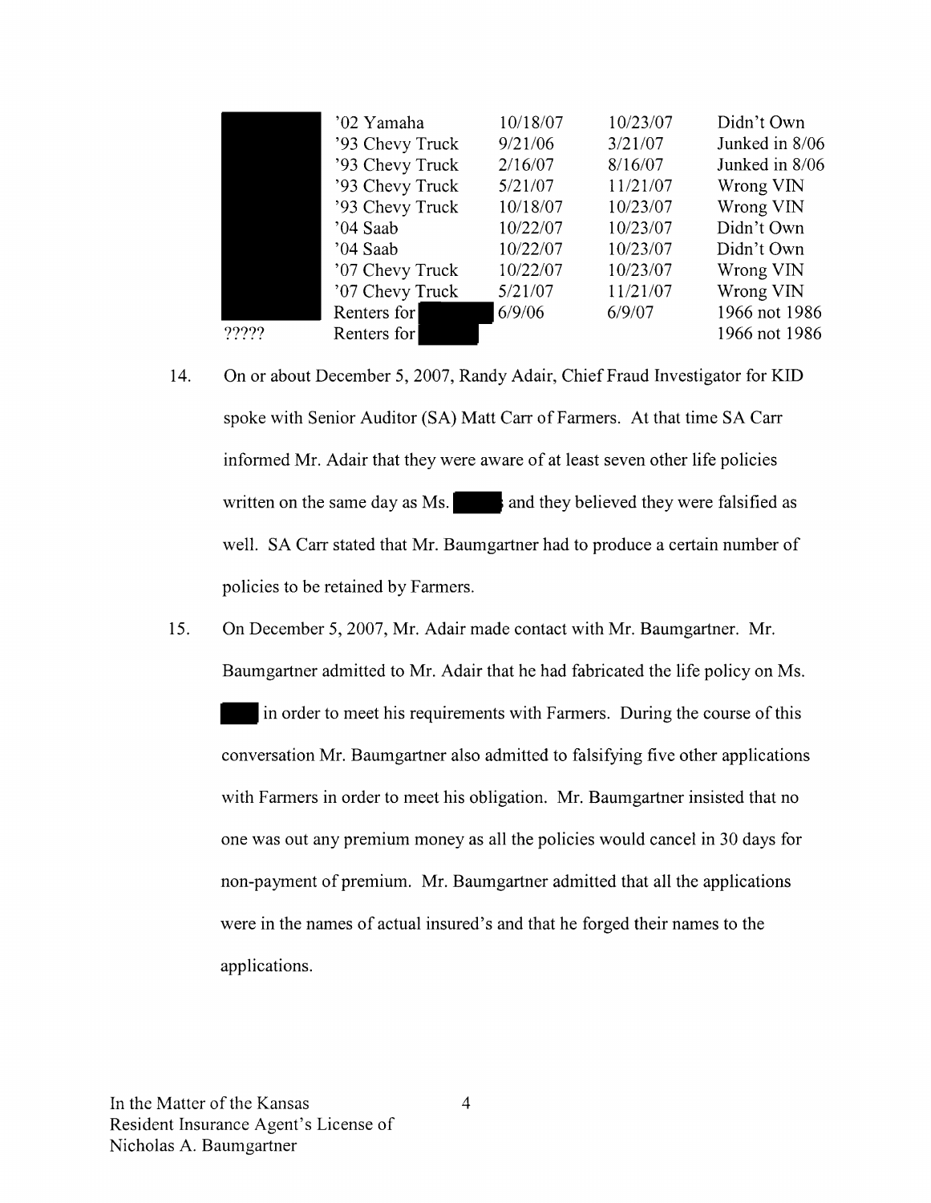| | | | | |
|---|---|---|---|---|
| | '02 Yamaha | 10/18/07 | 10/23/07 | Didn't Own |
| | '93 Chevy Truck | 9/21/06 | 3/21/07 | Junked in 8/06 |
| | '93 Chevy Truck | 2/16/07 | 8/16/07 | Junked in 8/06 |
| | '93 Chevy Truck | 5/21/07 | 11/21/07 | Wrong VIN |
| | '93 Chevy Truck | 10/18/07 | 10/23/07 | Wrong VIN |
| | '04 Saab | 10/22/07 | 10/23/07 | Didn't Own |
| | '04 Saab | 10/22/07 | 10/23/07 | Didn't Own |
| | '07 Chevy Truck | 10/22/07 | 10/23/07 | Wrong VIN |
| | '07 Chevy Truck | 5/21/07 | 11/21/07 | Wrong VIN |
| | Renters for | 6/9/06 | 6/9/07 | 1966 not 1986 |
| ????? | Renters for | | | 1966 not 1986 |

14. On or about December 5, 2007, Randy Adair, Chief Fraud Investigator for KID spoke with Senior Auditor (SA) Matt Carr of Farmers. At that time SA Carr informed Mr. Adair that they were aware of at least seven other life policies written on the same day as Ms. and they believed they were falsified as well. SA Carr stated that Mr. Baumgartner had to produce a certain number of policies to be retained by Farmers.

15. On December 5, 2007, Mr. Adair made contact with Mr. Baumgartner. Mr. Baumgartner admitted to Mr. Adair that he had fabricated the life policy on Ms. in order to meet his requirements with Farmers. During the course of this conversation Mr. Baumgartner also admitted to falsifying five other applications with Farmers in order to meet his obligation. Mr. Baumgartner insisted that no one was out any premium money as all the policies would cancel in 30 days for non-payment of premium. Mr. Baumgartner admitted that all the applications were in the names of actual insured's and that he forged their names to the applications.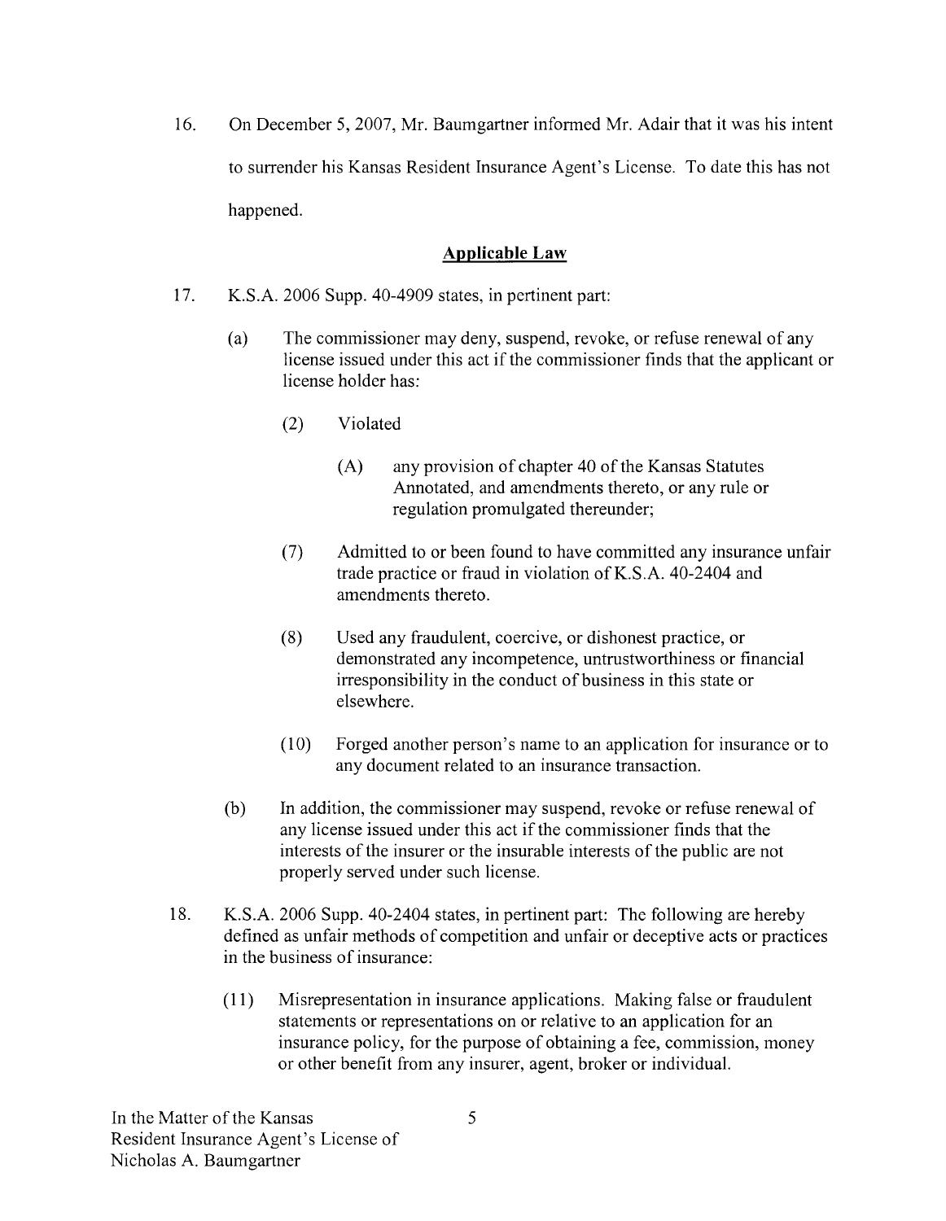16. On December 5, 2007, Mr. Baumgartner informed Mr. Adair that it was his intent to surrender his Kansas Resident Insurance Agent's License. To date this has not happened.

## Applicable Law

17. K.S.A. 2006 Supp. 40-4909 states, in pertinent part:

    (a) The commissioner may deny, suspend, revoke, or refuse renewal of any license issued under this act if the commissioner finds that the applicant or license holder has:

    (2) Violated

    (A) any provision of chapter 40 of the Kansas Statutes Annotated, and amendments thereto, or any rule or regulation promulgated thereunder;

    (7) Admitted to or been found to have committed any insurance unfair trade practice or fraud in violation of K.S.A. 40-2404 and amendments thereto.

    (8) Used any fraudulent, coercive, or dishonest practice, or demonstrated any incompetence, untrustworthiness or financial irresponsibility in the conduct of business in this state or elsewhere.

    (10) Forged another person's name to an application for insurance or to any document related to an insurance transaction.

    (b) In addition, the commissioner may suspend, revoke or refuse renewal of any license issued under this act if the commissioner finds that the interests of the insurer or the insurable interests of the public are not properly served under such license.

18. K.S.A. 2006 Supp. 40-2404 states, in pertinent part: The following are hereby defined as unfair methods of competition and unfair or deceptive acts or practices in the business of insurance:

    (11) Misrepresentation in insurance applications. Making false or fraudulent statements or representations on or relative to an application for an insurance policy, for the purpose of obtaining a fee, commission, money or other benefit from any insurer, agent, broker or individual.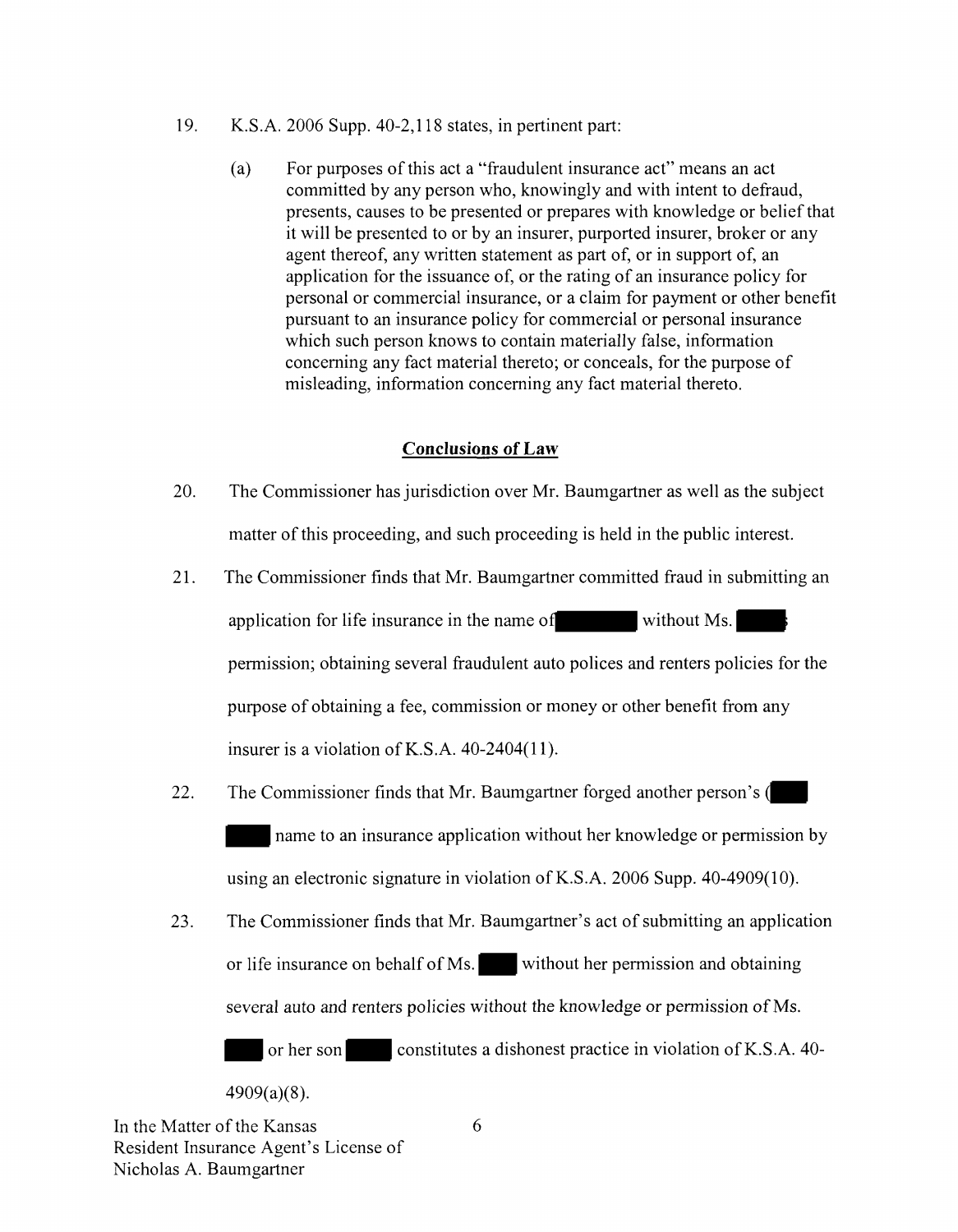19. K.S.A. 2006 Supp. 40-2,118 states, in pertinent part:

    (a) For purposes of this act a "fraudulent insurance act" means an act committed by any person who, knowingly and with intent to defraud, presents, causes to be presented or prepares with knowledge or belief that it will be presented to or by an insurer, purported insurer, broker or any agent thereof, any written statement as part of, or in support of, an application for the issuance of, or the rating of an insurance policy for personal or commercial insurance, or a claim for payment or other benefit pursuant to an insurance policy for commercial or personal insurance which such person knows to contain materially false, information concerning any fact material thereto; or conceals, for the purpose of misleading, information concerning any fact material thereto.

## Conclusions of Law

20. The Commissioner has jurisdiction over Mr. Baumgartner as well as the subject matter of this proceeding, and such proceeding is held in the public interest.

21. The Commissioner finds that Mr. Baumgartner committed fraud in submitting an application for life insurance in the name of ██████ without Ms. ████ permission; obtaining several fraudulent auto polices and renters policies for the purpose of obtaining a fee, commission or money or other benefit from any insurer is a violation of K.S.A. 40-2404(11).

22. The Commissioner finds that Mr. Baumgartner forged another person's (████ ████ name to an insurance application without her knowledge or permission by using an electronic signature in violation of K.S.A. 2006 Supp. 40-4909(10).

23. The Commissioner finds that Mr. Baumgartner's act of submitting an application or life insurance on behalf of Ms. ████ without her permission and obtaining several auto and renters policies without the knowledge or permission of Ms. ████ or her son ████ constitutes a dishonest practice in violation of K.S.A. 40-4909(a)(8).

In the Matter of the Kansas Resident Insurance Agent's License of Nicholas A. Baumgartner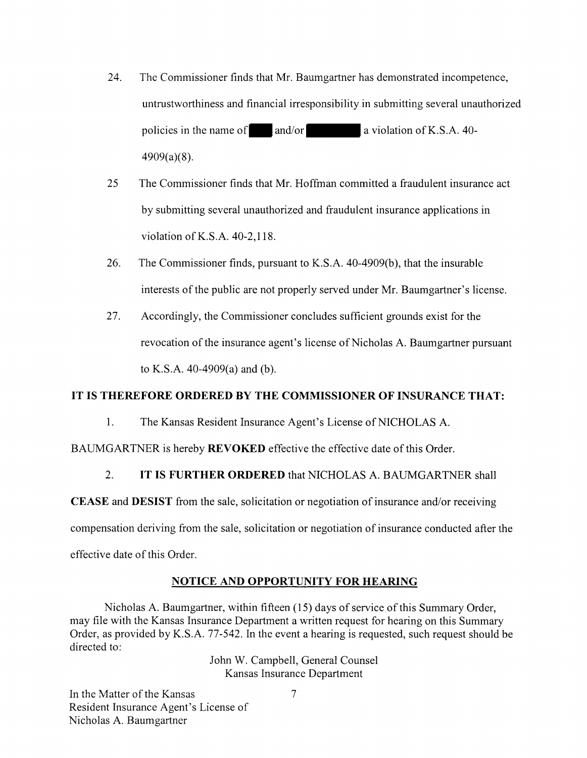24. The Commissioner finds that Mr. Baumgartner has demonstrated incompetence, untrustworthiness and financial irresponsibility in submitting several unauthorized policies in the name of ███ and/or ███████ a violation of K.S.A. 40-4909(a)(8).

25 The Commissioner finds that Mr. Hoffman committed a fraudulent insurance act by submitting several unauthorized and fraudulent insurance applications in violation of K.S.A. 40-2,118.

26. The Commissioner finds, pursuant to K.S.A. 40-4909(b), that the insurable interests of the public are not properly served under Mr. Baumgartner's license.

27. Accordingly, the Commissioner concludes sufficient grounds exist for the revocation of the insurance agent's license of Nicholas A. Baumgartner pursuant to K.S.A. 40-4909(a) and (b).

**IT IS THEREFORE ORDERED BY THE COMMISSIONER OF INSURANCE THAT:**

1. The Kansas Resident Insurance Agent's License of NICHOLAS A. BAUMGARTNER is hereby **REVOKED** effective the effective date of this Order.

2. **IT IS FURTHER ORDERED** that NICHOLAS A. BAUMGARTNER shall **CEASE** and **DESIST** from the sale, solicitation or negotiation of insurance and/or receiving compensation deriving from the sale, solicitation or negotiation of insurance conducted after the effective date of this Order.

## NOTICE AND OPPORTUNITY FOR HEARING

Nicholas A. Baumgartner, within fifteen (15) days of service of this Summary Order, may file with the Kansas Insurance Department a written request for hearing on this Summary Order, as provided by K.S.A. 77-542. In the event a hearing is requested, such request should be directed to:

John W. Campbell, General Counsel
Kansas Insurance Department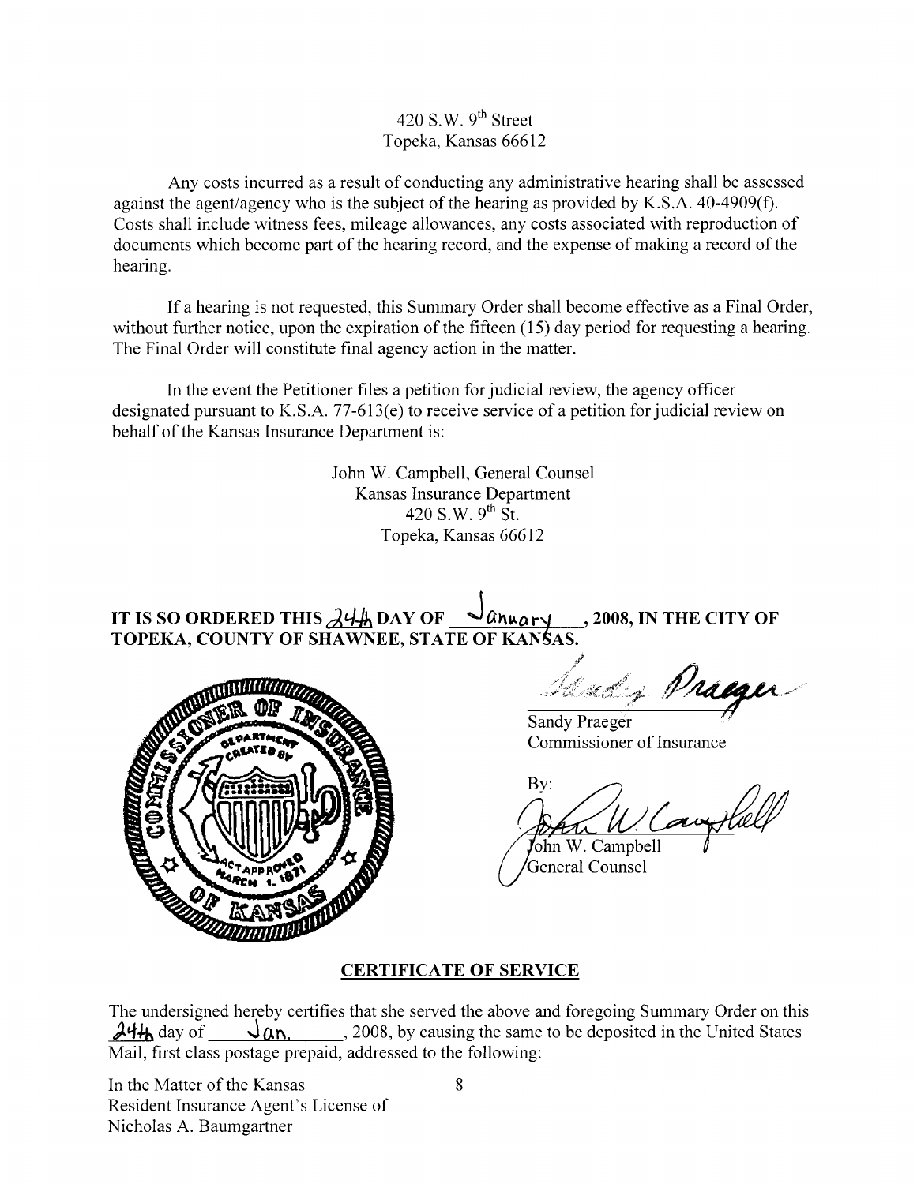420 S.W. 9th Street
Topeka, Kansas 66612

Any costs incurred as a result of conducting any administrative hearing shall be assessed against the agent/agency who is the subject of the hearing as provided by K.S.A. 40-4909(f). Costs shall include witness fees, mileage allowances, any costs associated with reproduction of documents which become part of the hearing record, and the expense of making a record of the hearing.

If a hearing is not requested, this Summary Order shall become effective as a Final Order, without further notice, upon the expiration of the fifteen (15) day period for requesting a hearing. The Final Order will constitute final agency action in the matter.

In the event the Petitioner files a petition for judicial review, the agency officer designated pursuant to K.S.A. 77-613(e) to receive service of a petition for judicial review on behalf of the Kansas Insurance Department is:

John W. Campbell, General Counsel
Kansas Insurance Department
420 S.W. 9th St.
Topeka, Kansas 66612

**IT IS SO ORDERED THIS 24th DAY OF January, 2008, IN THE CITY OF TOPEKA, COUNTY OF SHAWNEE, STATE OF KANSAS.**

Sandy Praeger
Commissioner of Insurance

By:

John W. Campbell
General Counsel

## CERTIFICATE OF SERVICE

The undersigned hereby certifies that she served the above and foregoing Summary Order on this 24th day of Jan., 2008, by causing the same to be deposited in the United States Mail, first class postage prepaid, addressed to the following:

In the Matter of the Kansas Resident Insurance Agent's License of Nicholas A. Baumgartner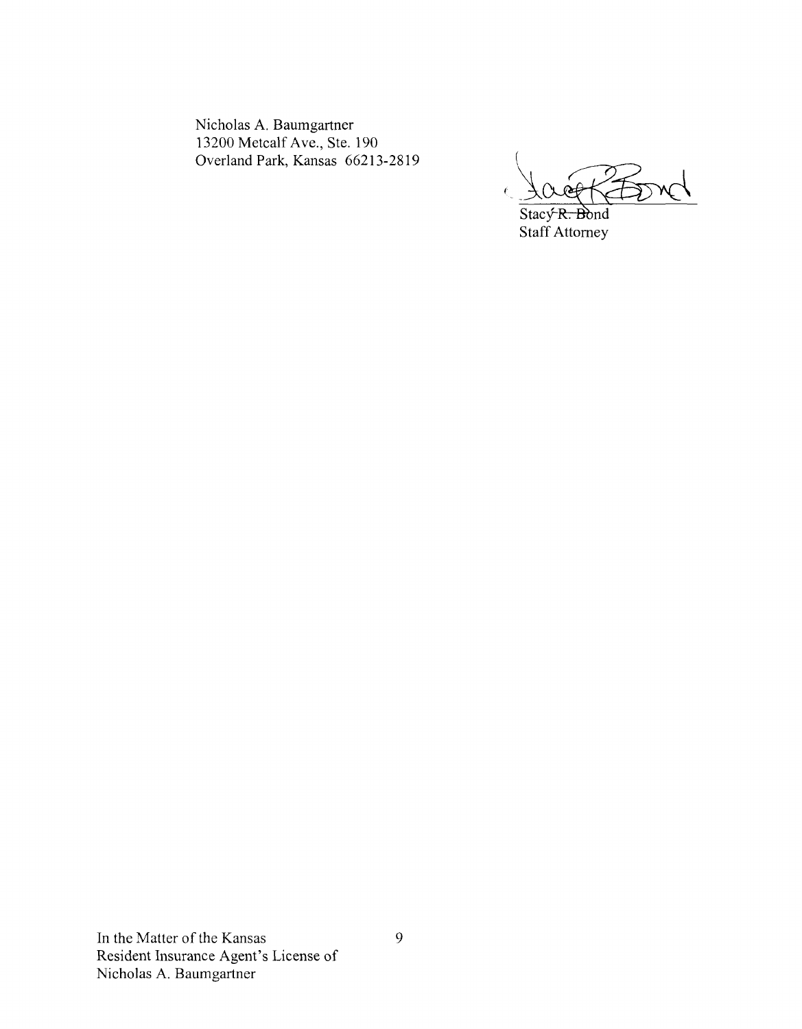Nicholas A. Baumgartner
13200 Metcalf Ave., Ste. 190
Overland Park, Kansas 66213-2819

Stacy R. Bond
Staff Attorney

In the Matter of the Kansas
Resident Insurance Agent's License of
Nicholas A. Baumgartner